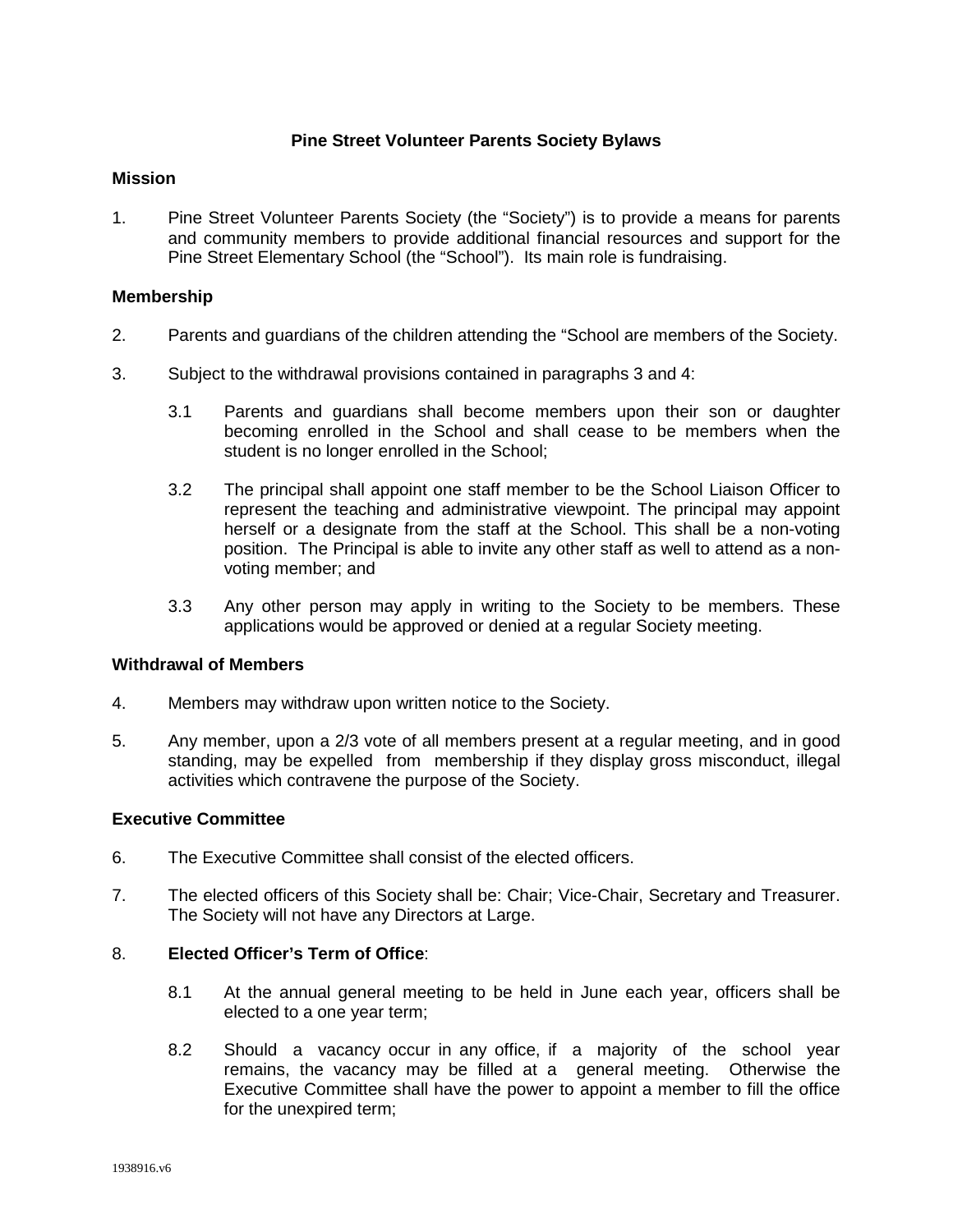**Pine Street Volunteer Parents Society Bylaws**

**Mission**

1. Pine Street Volunteer Parents Society (the "Society") is to provide a means for parents and community members to provide additional financial resources and support for the Pine Street Elementary School (the "School"). Its main role is fundraising.

**Membership**

2. Parents and guardians of the children attending the "School are members of the Society.

3. Subject to the withdrawal provisions contained in paragraphs 3 and 4:

   3.1 Parents and guardians shall become members upon their son or daughter becoming enrolled in the School and shall cease to be members when the student is no longer enrolled in the School;

   3.2 The principal shall appoint one staff member to be the School Liaison Officer to represent the teaching and administrative viewpoint. The principal may appoint herself or a designate from the staff at the School. This shall be a non-voting position. The Principal is able to invite any other staff as well to attend as a non-voting member; and

   3.3 Any other person may apply in writing to the Society to be members. These applications would be approved or denied at a regular Society meeting.

**Withdrawal of Members**

4. Members may withdraw upon written notice to the Society.

5. Any member, upon a 2/3 vote of all members present at a regular meeting, and in good standing, may be expelled from membership if they display gross misconduct, illegal activities which contravene the purpose of the Society.

**Executive Committee**

6. The Executive Committee shall consist of the elected officers.

7. The elected officers of this Society shall be: Chair; Vice-Chair, Secretary and Treasurer. The Society will not have any Directors at Large.

8. **Elected Officer's Term of Office**:

   8.1 At the annual general meeting to be held in June each year, officers shall be elected to a one year term;

   8.2 Should a vacancy occur in any office, if a majority of the school year remains, the vacancy may be filled at a general meeting. Otherwise the Executive Committee shall have the power to appoint a member to fill the office for the unexpired term;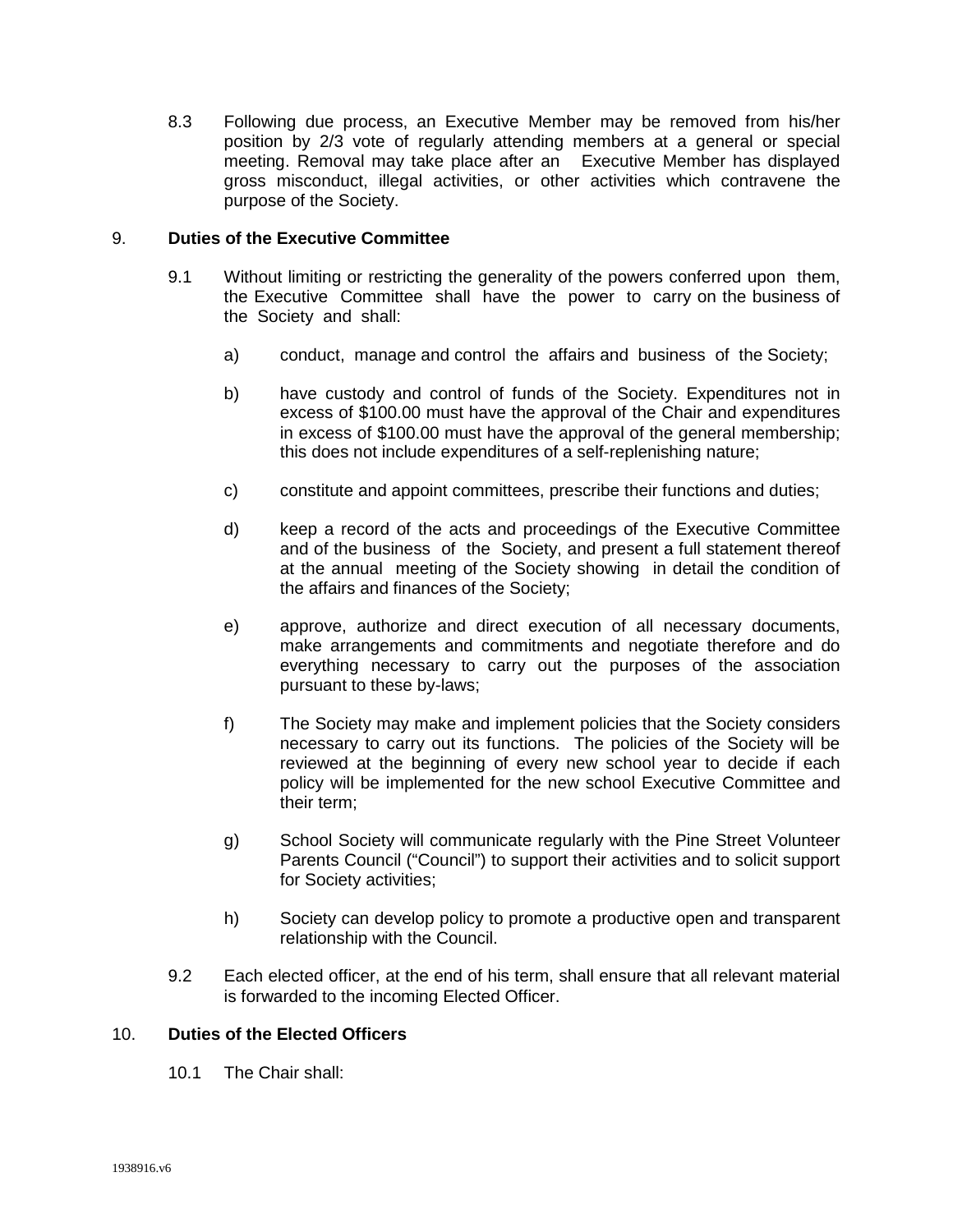8.3 Following due process, an Executive Member may be removed from his/her position by 2/3 vote of regularly attending members at a general or special meeting. Removal may take place after an Executive Member has displayed gross misconduct, illegal activities, or other activities which contravene the purpose of the Society.

## 9. **Duties of the Executive Committee**

9.1 Without limiting or restricting the generality of the powers conferred upon them, the Executive Committee shall have the power to carry on the business of the Society and shall:

a) conduct, manage and control the affairs and business of the Society;

b) have custody and control of funds of the Society. Expenditures not in excess of $100.00 must have the approval of the Chair and expenditures in excess of $100.00 must have the approval of the general membership; this does not include expenditures of a self-replenishing nature;

c) constitute and appoint committees, prescribe their functions and duties;

d) keep a record of the acts and proceedings of the Executive Committee and of the business of the Society, and present a full statement thereof at the annual meeting of the Society showing in detail the condition of the affairs and finances of the Society;

e) approve, authorize and direct execution of all necessary documents, make arrangements and commitments and negotiate therefore and do everything necessary to carry out the purposes of the association pursuant to these by-laws;

f) The Society may make and implement policies that the Society considers necessary to carry out its functions. The policies of the Society will be reviewed at the beginning of every new school year to decide if each policy will be implemented for the new school Executive Committee and their term;

g) School Society will communicate regularly with the Pine Street Volunteer Parents Council ("Council") to support their activities and to solicit support for Society activities;

h) Society can develop policy to promote a productive open and transparent relationship with the Council.

9.2 Each elected officer, at the end of his term, shall ensure that all relevant material is forwarded to the incoming Elected Officer.

## 10. **Duties of the Elected Officers**

10.1 The Chair shall: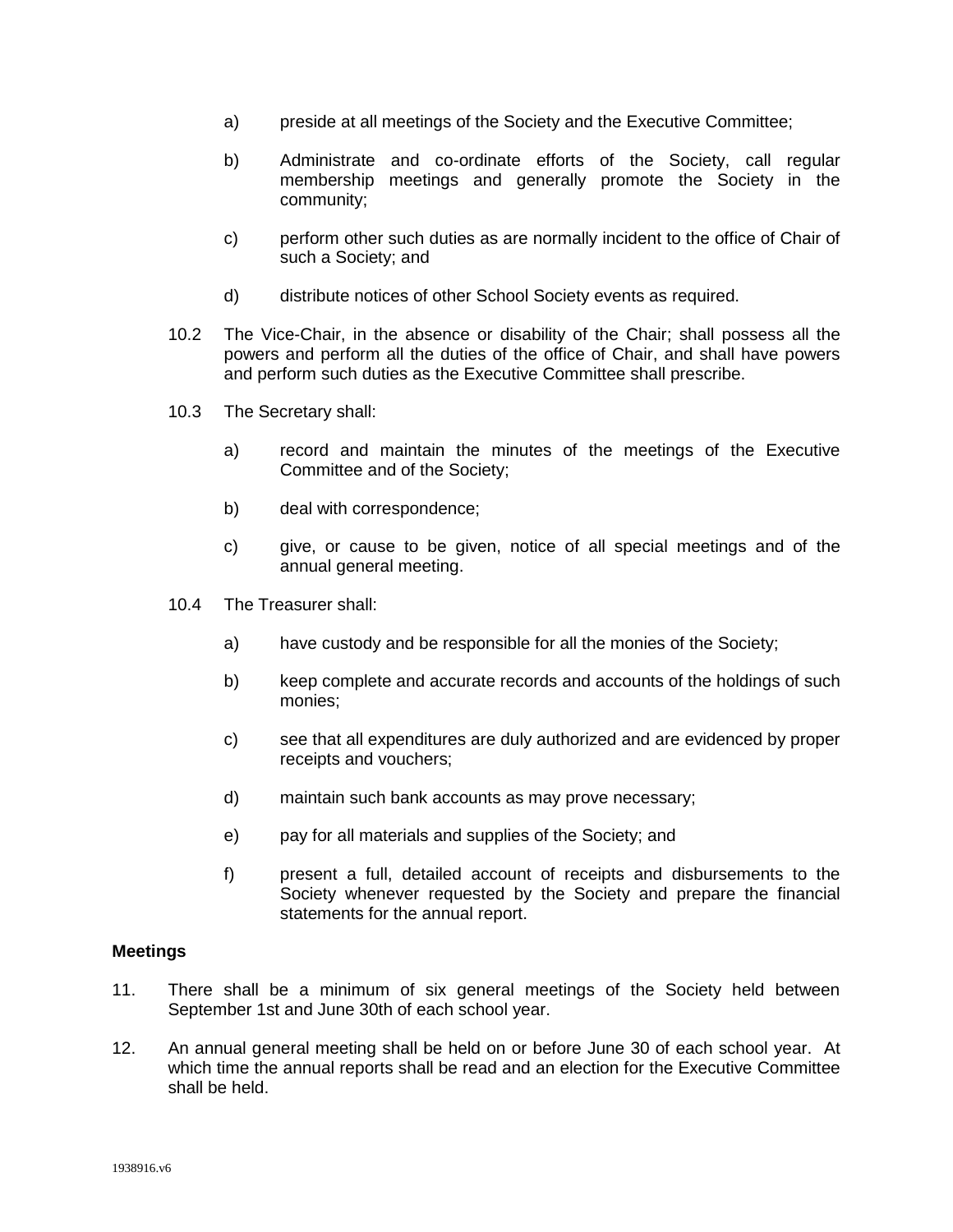a) preside at all meetings of the Society and the Executive Committee;

b) Administrate and co-ordinate efforts of the Society, call regular membership meetings and generally promote the Society in the community;

c) perform other such duties as are normally incident to the office of Chair of such a Society; and

d) distribute notices of other School Society events as required.

10.2 The Vice-Chair, in the absence or disability of the Chair; shall possess all the powers and perform all the duties of the office of Chair, and shall have powers and perform such duties as the Executive Committee shall prescribe.

10.3 The Secretary shall:

a) record and maintain the minutes of the meetings of the Executive Committee and of the Society;

b) deal with correspondence;

c) give, or cause to be given, notice of all special meetings and of the annual general meeting.

10.4 The Treasurer shall:

a) have custody and be responsible for all the monies of the Society;

b) keep complete and accurate records and accounts of the holdings of such monies;

c) see that all expenditures are duly authorized and are evidenced by proper receipts and vouchers;

d) maintain such bank accounts as may prove necessary;

e) pay for all materials and supplies of the Society; and

f) present a full, detailed account of receipts and disbursements to the Society whenever requested by the Society and prepare the financial statements for the annual report.

**Meetings**

11. There shall be a minimum of six general meetings of the Society held between September 1st and June 30th of each school year.

12. An annual general meeting shall be held on or before June 30 of each school year. At which time the annual reports shall be read and an election for the Executive Committee shall be held.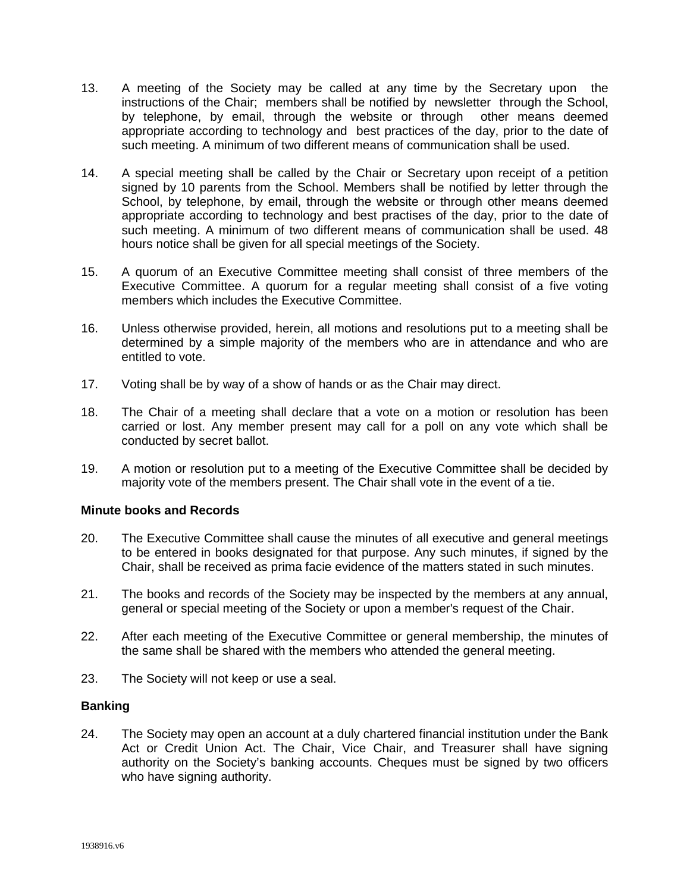13. A meeting of the Society may be called at any time by the Secretary upon the instructions of the Chair; members shall be notified by newsletter through the School, by telephone, by email, through the website or through other means deemed appropriate according to technology and best practices of the day, prior to the date of such meeting. A minimum of two different means of communication shall be used.

14. A special meeting shall be called by the Chair or Secretary upon receipt of a petition signed by 10 parents from the School. Members shall be notified by letter through the School, by telephone, by email, through the website or through other means deemed appropriate according to technology and best practises of the day, prior to the date of such meeting. A minimum of two different means of communication shall be used. 48 hours notice shall be given for all special meetings of the Society.

15. A quorum of an Executive Committee meeting shall consist three members of the Executive Committee. A quorum for a regular meeting shall consist of a five voting members which includes the Executive Committee.

16. Unless otherwise provided, herein, all motions and resolutions put to a meeting shall be determined by a simple majority of the members who are in attendance and who are entitled to vote.

17. Voting shall be by way of a show of hands or as the Chair may direct.

18. The Chair of a meeting shall declare that a vote on a motion or resolution has been carried or lost. Any member present may call for a poll on any vote which shall be conducted by secret ballot.

19. A motion or resolution put to a meeting of the Executive Committee shall be decided by majority vote of the members present. The Chair shall vote in the event of a tie.

**Minute books and Records**

20. The Executive Committee shall cause the minutes of all executive and general meetings to be entered in books designated for that purpose. Any such minutes, if signed by the Chair, shall be received as prima facie evidence of the matters stated in such minutes.

21. The books and records of the Society may be inspected by the members at any annual, general or special meeting of the Society or upon a member's request of the Chair.

22. After each meeting of the Executive Committee or general membership, the minutes of the same shall be shared with the members who attended the general meeting.

23. The Society will not keep or use a seal.

**Banking**

24. The Society may open an account at a duly chartered financial institution under the Bank Act or Credit Union Act. The Chair, Vice Chair, and Treasurer shall have signing authority on the Society's banking accounts. Cheques must be signed by two officers who have signing authority.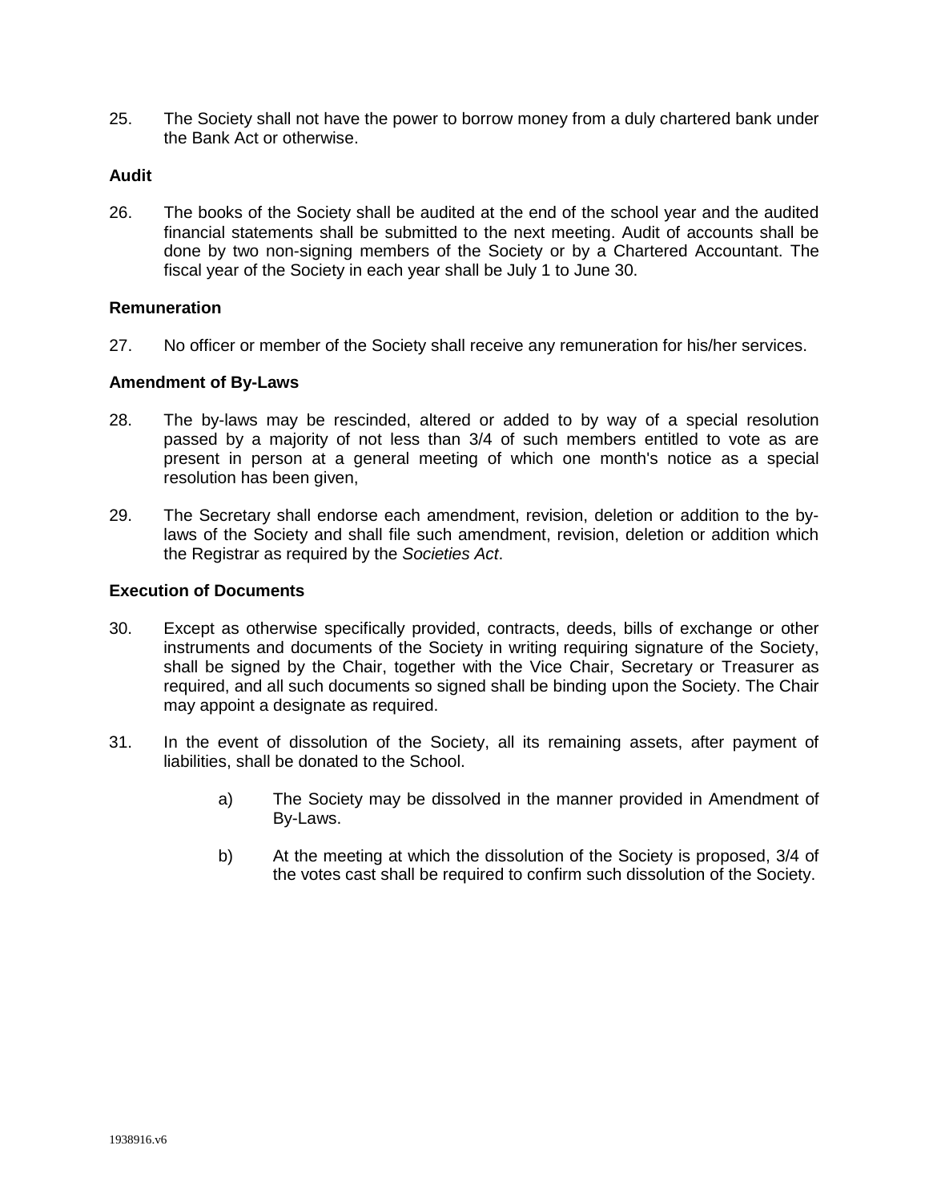25. The Society shall not have the power to borrow money from a duly chartered bank under the Bank Act or otherwise.

**Audit**

26. The books of the Society shall be audited at the end of the school year and the audited financial statements shall be submitted to the next meeting. Audit of accounts shall be done by two non-signing members of the Society or by a Chartered Accountant. The fiscal year of the Society in each year shall be July 1 to June 30.

**Remuneration**

27. No officer or member of the Society shall receive any remuneration for his/her services.

**Amendment of By-Laws**

28. The by-laws may be rescinded, altered or added to by way of a special resolution passed by a majority of not less than 3/4 of such members entitled to vote as are present in person at a general meeting of which one month's notice as a special resolution has been given,

29. The Secretary shall endorse each amendment, revision, deletion or addition to the by-laws of the Society and shall file such amendment, revision, deletion or addition which the Registrar as required by the *Societies Act*.

**Execution of Documents**

30. Except as otherwise specifically provided, contracts, deeds, bills of exchange or other instruments and documents of the Society in writing requiring signature of the Society, shall be signed by the Chair, together with the Vice Chair, Secretary or Treasurer as required, and all such documents so signed shall be binding upon the Society. The Chair may appoint a designate as required.

31. In the event of dissolution of the Society, all its remaining assets, after payment of liabilities, shall be donated to the School.

    a) The Society may be dissolved in the manner provided in Amendment of By-Laws.

    b) At the meeting at which the dissolution of the Society is proposed, 3/4 of the votes cast shall be required to confirm such dissolution of the Society.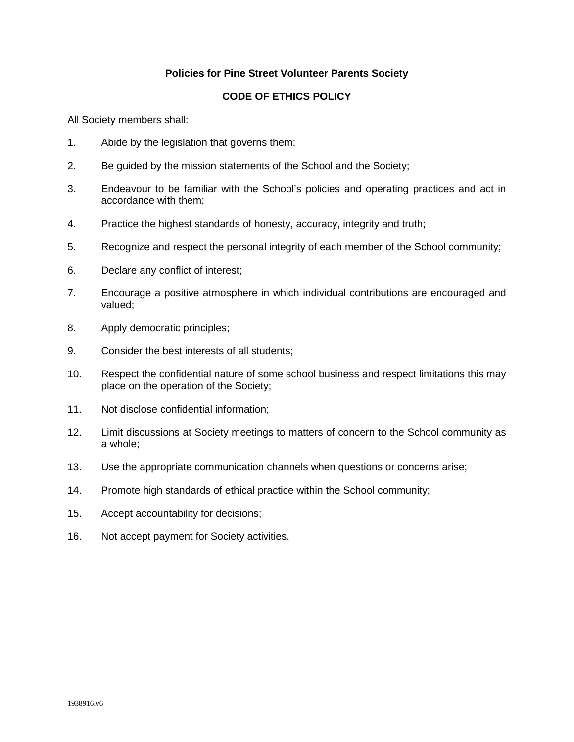## Policies for Pine Street Volunteer Parents Society

## CODE OF ETHICS POLICY

All Society members shall:

1. Abide by the legislation that governs them;
2. Be guided by the mission statements of the School and the Society;
3. Endeavour to be familiar with the School's policies and operating practices and act in accordance with them;
4. Practice the highest standards of honesty, accuracy, integrity and truth;
5. Recognize and respect the personal integrity of each member of the School community;
6. Declare any conflict of interest;
7. Encourage a positive atmosphere in which individual contributions are encouraged and valued;
8. Apply democratic principles;
9. Consider the best interests of all students;
10. Respect the confidential nature of some school business and respect limitations this may place on the operation of the Society;
11. Not disclose confidential information;
12. Limit discussions at Society meetings to matters of concern to the School community as a whole;
13. Use the appropriate communication channels when questions or concerns arise;
14. Promote high standards of ethical practice within the School community;
15. Accept accountability for decisions;
16. Not accept payment for Society activities.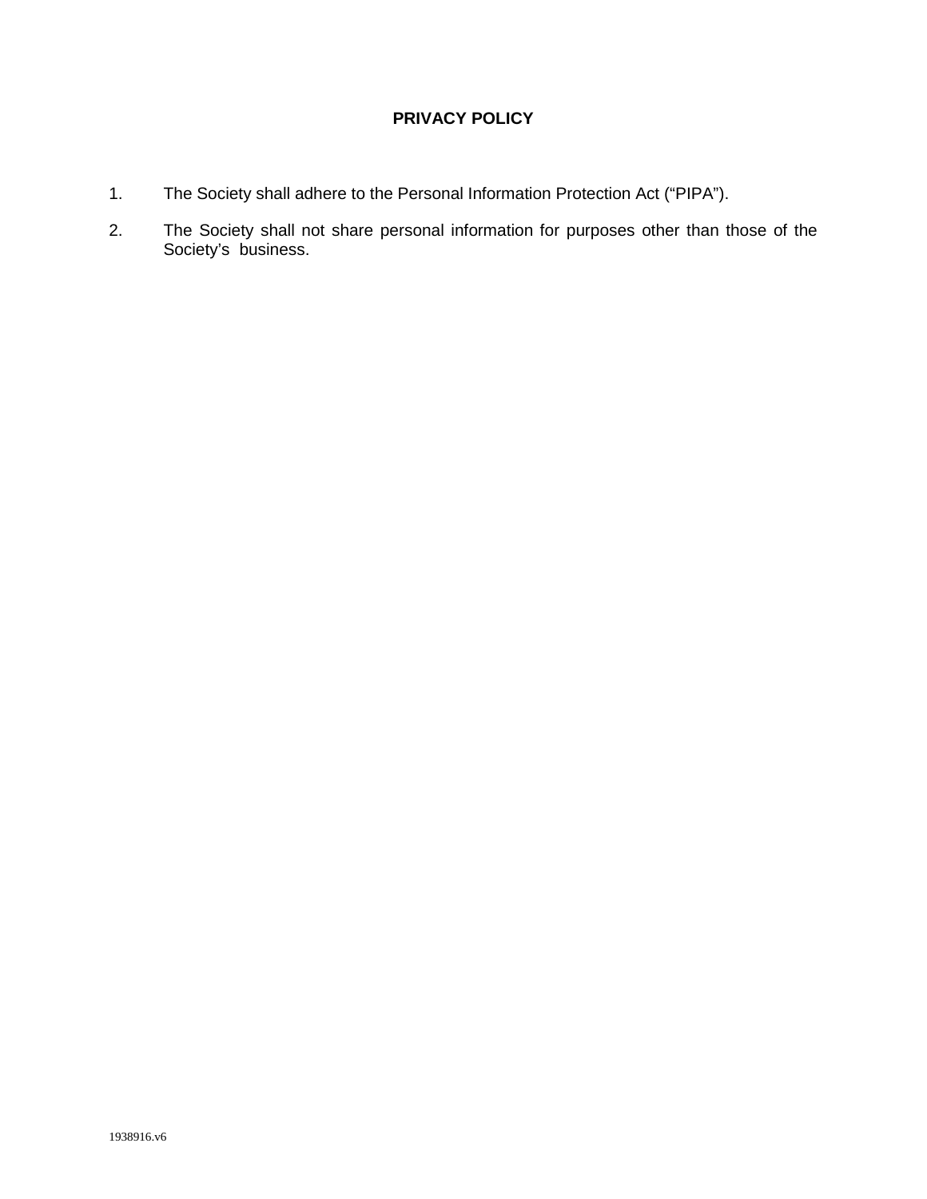# PRIVACY POLICY

1. The Society shall adhere to the Personal Information Protection Act ("PIPA").

2. The Society shall not share personal information for purposes other than those of the Society's business.

1938916.v6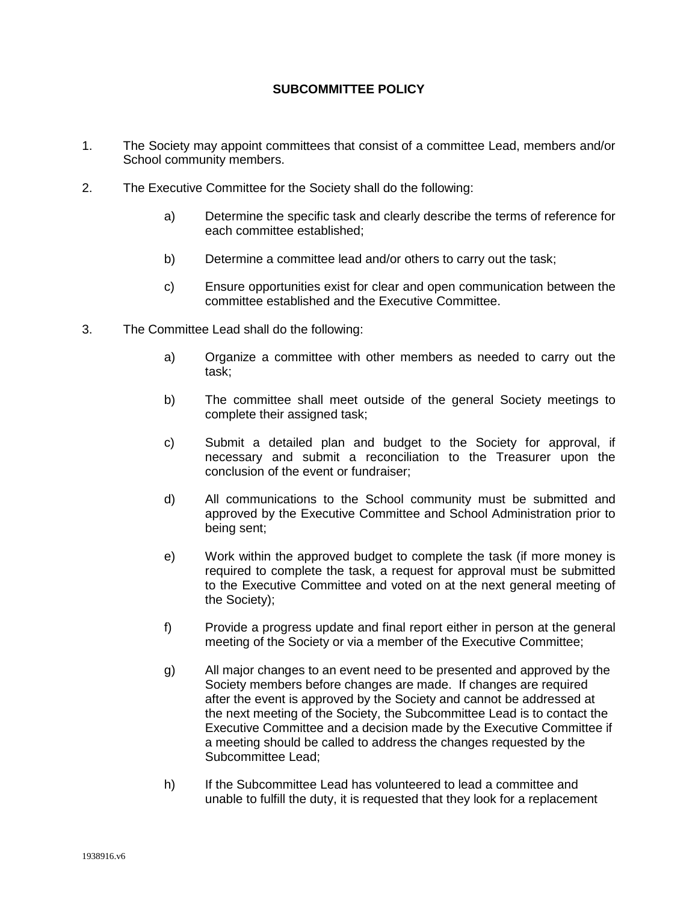## SUBCOMMITTEE POLICY

1. The Society may appoint committees that consist of a committee Lead, members and/or School community members.

2. The Executive Committee for the Society shall do the following:

   a) Determine the specific task and clearly describe the terms of reference for each committee established;

   b) Determine a committee lead and/or others to carry out the task;

   c) Ensure opportunities exist for clear and open communication between the committee established and the Executive Committee.

3. The Committee Lead shall do the following:

   a) Organize a committee with other members as needed to carry out the task;

   b) The committee shall meet outside of the general Society meetings to complete their assigned task;

   c) Submit a detailed plan and budget to the Society for approval, if necessary and submit a reconciliation to the Treasurer upon the conclusion of the event or fundraiser;

   d) All communications to the School community must be submitted and approved by the Executive Committee and School Administration prior to being sent;

   e) Work within the approved budget to complete the task (if more money is required to complete the task, a request for approval must be submitted to the Executive Committee and voted on at the next general meeting of the Society);

   f) Provide a progress update and final report either in person at the general meeting of the Society or via a member of the Executive Committee;

   g) All major changes to an event need to be presented and approved by the Society members before changes are made. If changes are required after the event is approved by the Society and cannot be addressed at the next meeting of the Society, the Subcommittee Lead is to contact the Executive Committee and a decision made by the Executive Committee if a meeting should be called to address the changes requested by the Subcommittee Lead;

   h) If the Subcommittee Lead has volunteered to lead a committee and unable to fulfill the duty, it is requested that they look for a replacement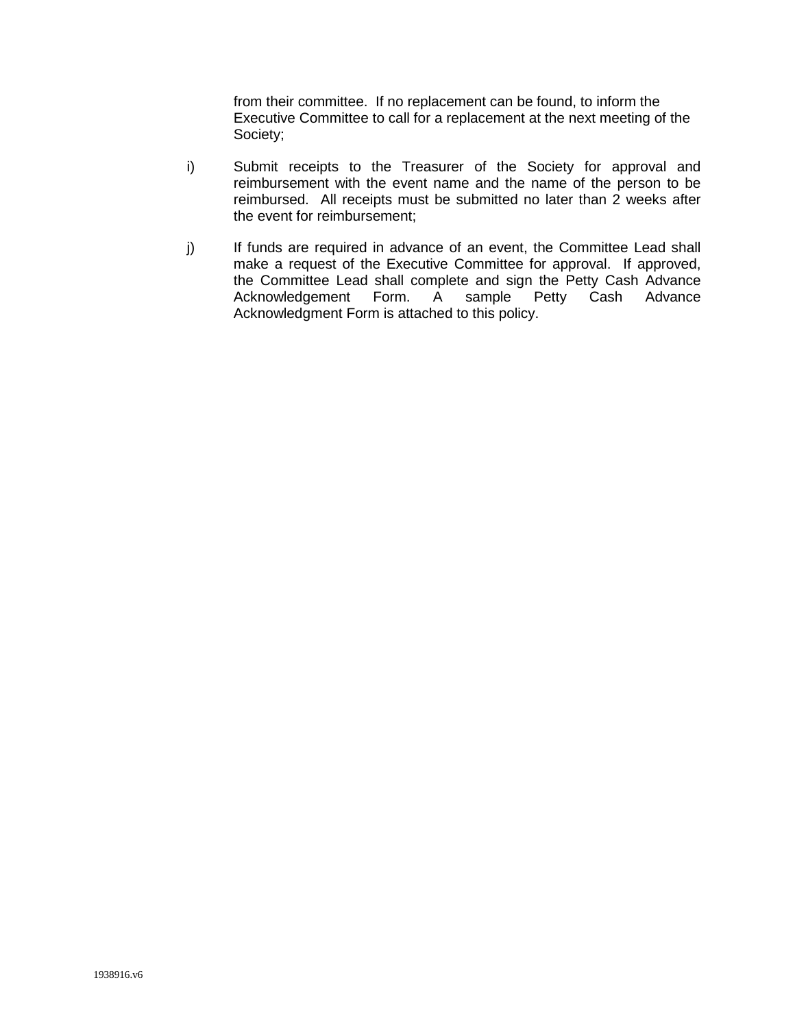from their committee. If no replacement can be found, to inform the Executive Committee to call for a replacement at the next meeting of the Society;

i) Submit receipts to the Treasurer of the Society for approval and reimbursement with the event name and the name of the person to be reimbursed. All receipts must be submitted no later than 2 weeks after the event for reimbursement;

j) If funds are required in advance of an event, the Committee Lead shall make a request of the Executive Committee for approval. If approved, the Committee Lead shall complete and sign the Petty Cash Advance Acknowledgement Form. A sample Petty Cash Advance Acknowledgment Form is attached to this policy.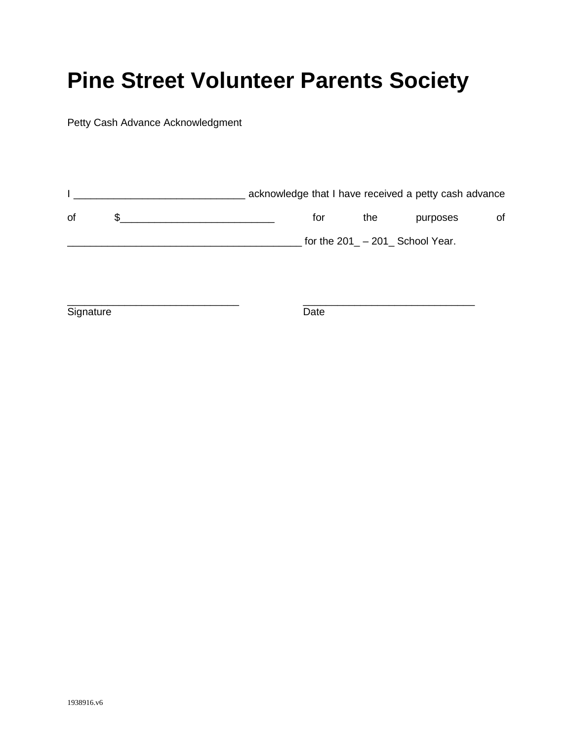# Pine Street Volunteer Parents Society

Petty Cash Advance Acknowledgment

I ______________________________ acknowledge that I have received a petty cash advance of $__________________________ for the purposes of _________________________________________ for the 201_ – 201_ School Year.

______________________________ ______________________________
Signature Date

1938916.v6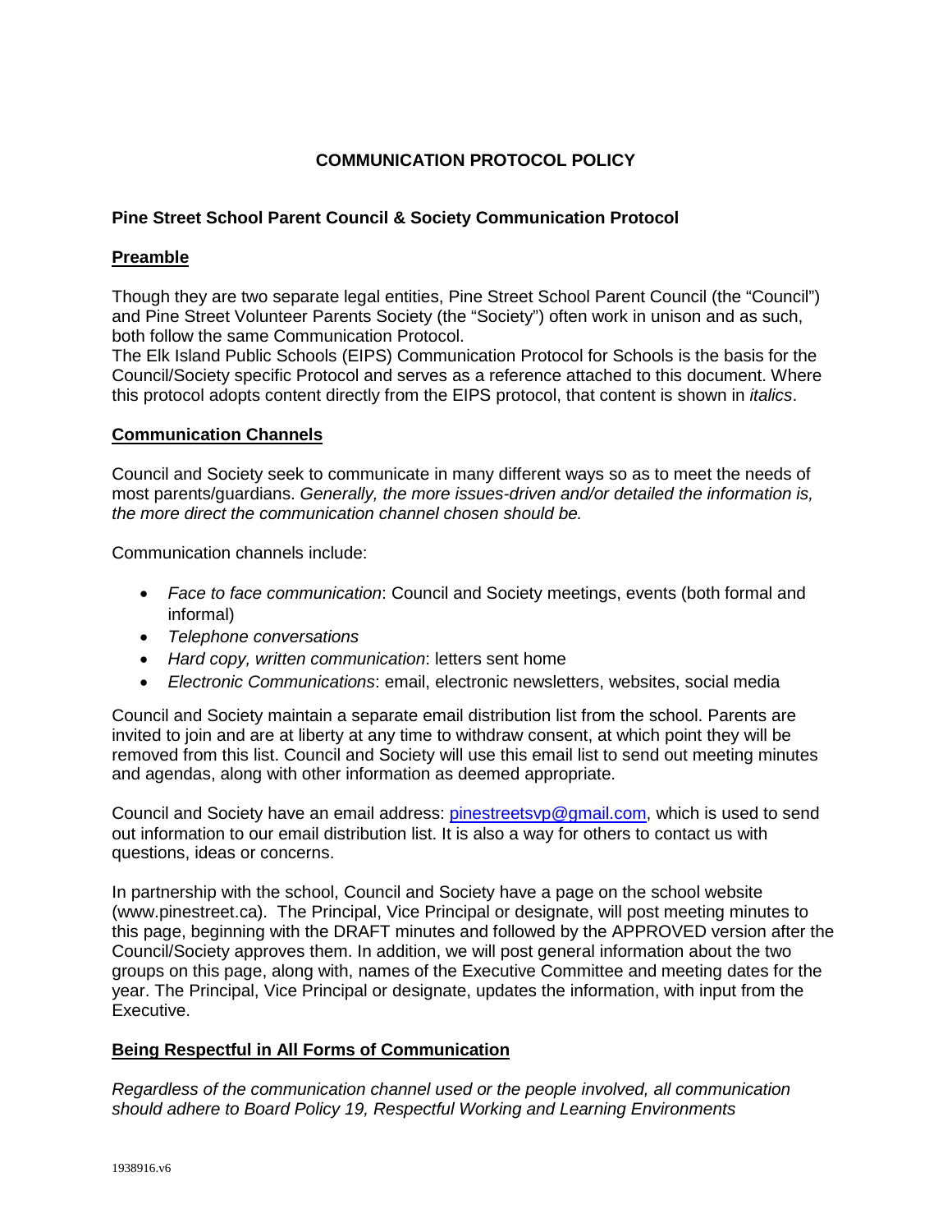# COMMUNICATION PROTOCOL POLICY

## Pine Street School Parent Council & Society Communication Protocol

### Preamble

Though they are two separate legal entities, Pine Street School Parent Council (the "Council") and Pine Street Volunteer Parents Society (the "Society") often work in unison and as such, both follow the same Communication Protocol.

The Elk Island Public Schools (EIPS) Communication Protocol for Schools is the basis for the Council/Society specific Protocol and serves as a reference attached to this document. Where this protocol adopts content directly from the EIPS protocol, that content is shown in *italics*.

### Communication Channels

Council and Society seek to communicate in many different ways so as to meet the needs of most parents/guardians. *Generally, the more issues-driven and/or detailed the information is, the more direct the communication channel chosen should be.*

Communication channels include:

- *Face to face communication*: Council and Society meetings, events (both formal and informal)
- *Telephone conversations*
- *Hard copy, written communication*: letters sent home
- *Electronic Communications*: email, electronic newsletters, websites, social media

Council and Society maintain a separate email distribution list from the school. Parents are invited to join and are at liberty at any time to withdraw consent, at which point they will be removed from this list. Council and Society will use this email list to send out meeting minutes and agendas, along with other information as deemed appropriate.

Council and Society have an email address: pinestreetsvp@gmail.com, which is used to send out information to our email distribution list. It is also a way for others to contact us with questions, ideas or concerns.

In partnership with the school, Council and Society have a page on the school website (www.pinestreet.ca). The Principal, Vice Principal or designate, will post meeting minutes to this page, beginning with the DRAFT minutes and followed by the APPROVED version after the Council/Society approves them. In addition, we will post general information about the two groups on this page, along with, names of the Executive Committee and meeting dates for the year. The Principal, Vice Principal or designate, updates the information, with input from the Executive.

### Being Respectful in All Forms of Communication

*Regardless of the communication channel used or the people involved, all communication should adhere to Board Policy 19, Respectful Working and Learning Environments*

1938916.v6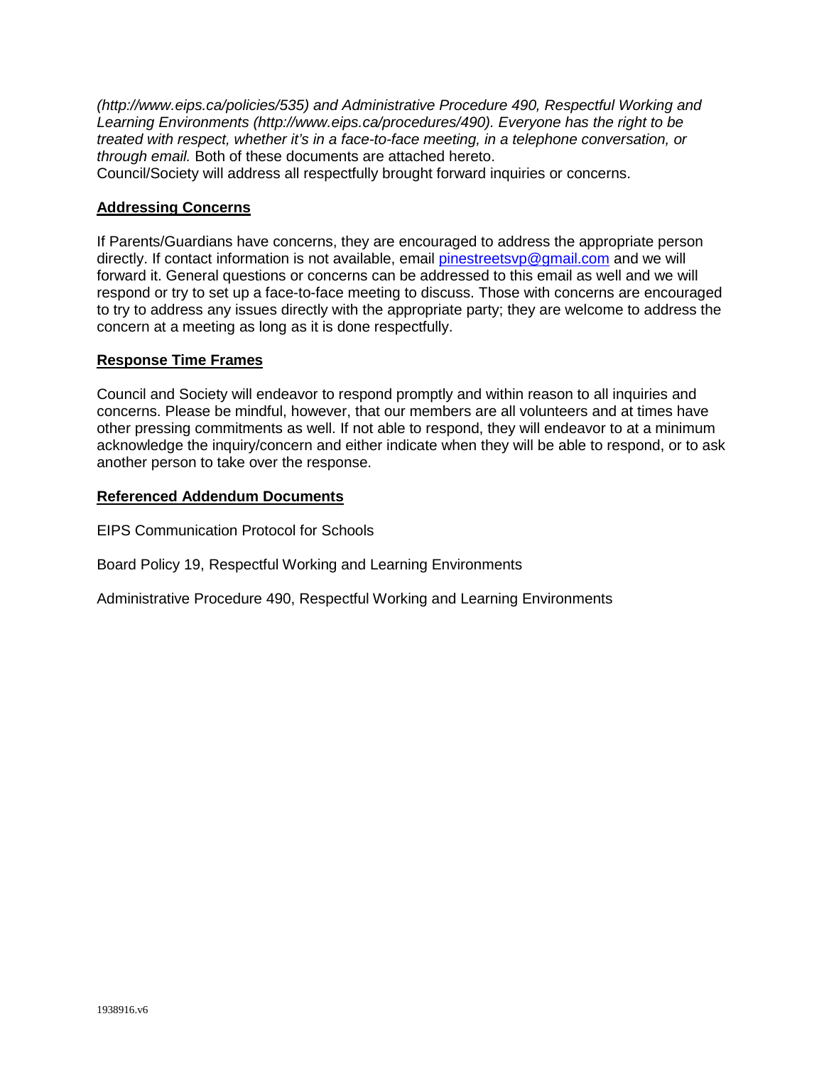*(http://www.eips.ca/policies/535) and Administrative Procedure 490, Respectful Working and Learning Environments (http://www.eips.ca/procedures/490). Everyone has the right to be treated with respect, whether it's in a face-to-face meeting, in a telephone conversation, or through email.* Both of these documents are attached hereto.
Council/Society will address all respectfully brought forward inquiries or concerns.

## Addressing Concerns

If Parents/Guardians have concerns, they are encouraged to address the appropriate person directly. If contact information is not available, email pinestreetsvp@gmail.com and we will forward it. General questions or concerns can be addressed to this email as well and we will respond or try to set up a face-to-face meeting to discuss. Those with concerns are encouraged to try to address any issues directly with the appropriate party; they are welcome to address the concern at a meeting as long as it is done respectfully.

## Response Time Frames

Council and Society will endeavor to respond promptly and within reason to all inquiries and concerns. Please be mindful, however, that our members are all volunteers and at times have other pressing commitments as well. If not able to respond, they will endeavor to at a minimum acknowledge the inquiry/concern and either indicate when they will be able to respond, or to ask another person to take over the response.

## Referenced Addendum Documents

EIPS Communication Protocol for Schools

Board Policy 19, Respectful Working and Learning Environments

Administrative Procedure 490, Respectful Working and Learning Environments

1938916.v6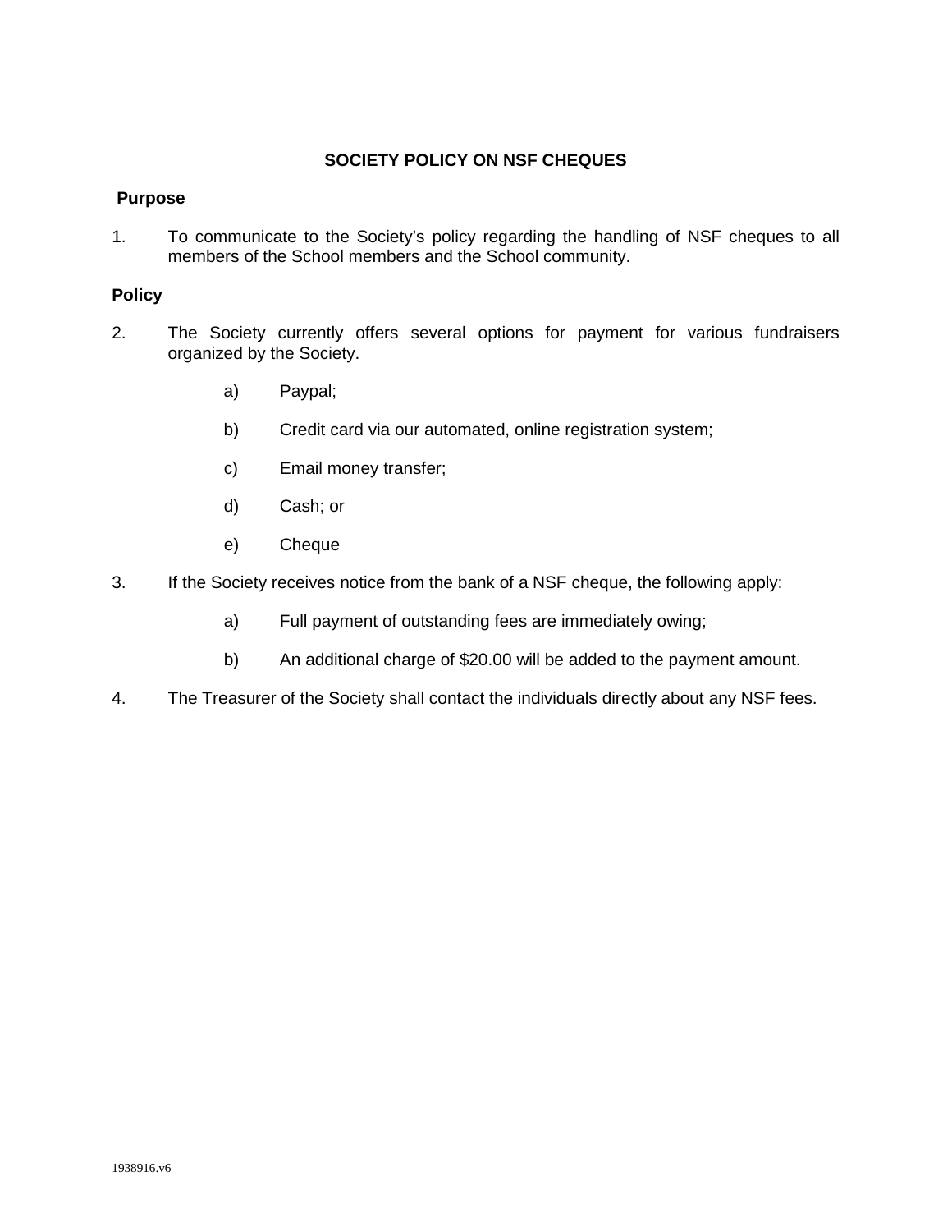# SOCIETY POLICY ON NSF CHEQUES

## Purpose

1. To communicate to the Society's policy regarding the handling of NSF cheques to all members of the School members and the School community.

## Policy

2. The Society currently offers several options for payment for various fundraisers organized by the Society.

   a) Paypal;

   b) Credit card via our automated, online registration system;

   c) Email money transfer;

   d) Cash; or

   e) Cheque

3. If the Society receives notice from the bank of a NSF cheque, the following apply:

   a) Full payment of outstanding fees are immediately owing;

   b) An additional charge of $20.00 will be added to the payment amount.

4. The Treasurer of the Society shall contact the individuals directly about any NSF fees.

1938916.v6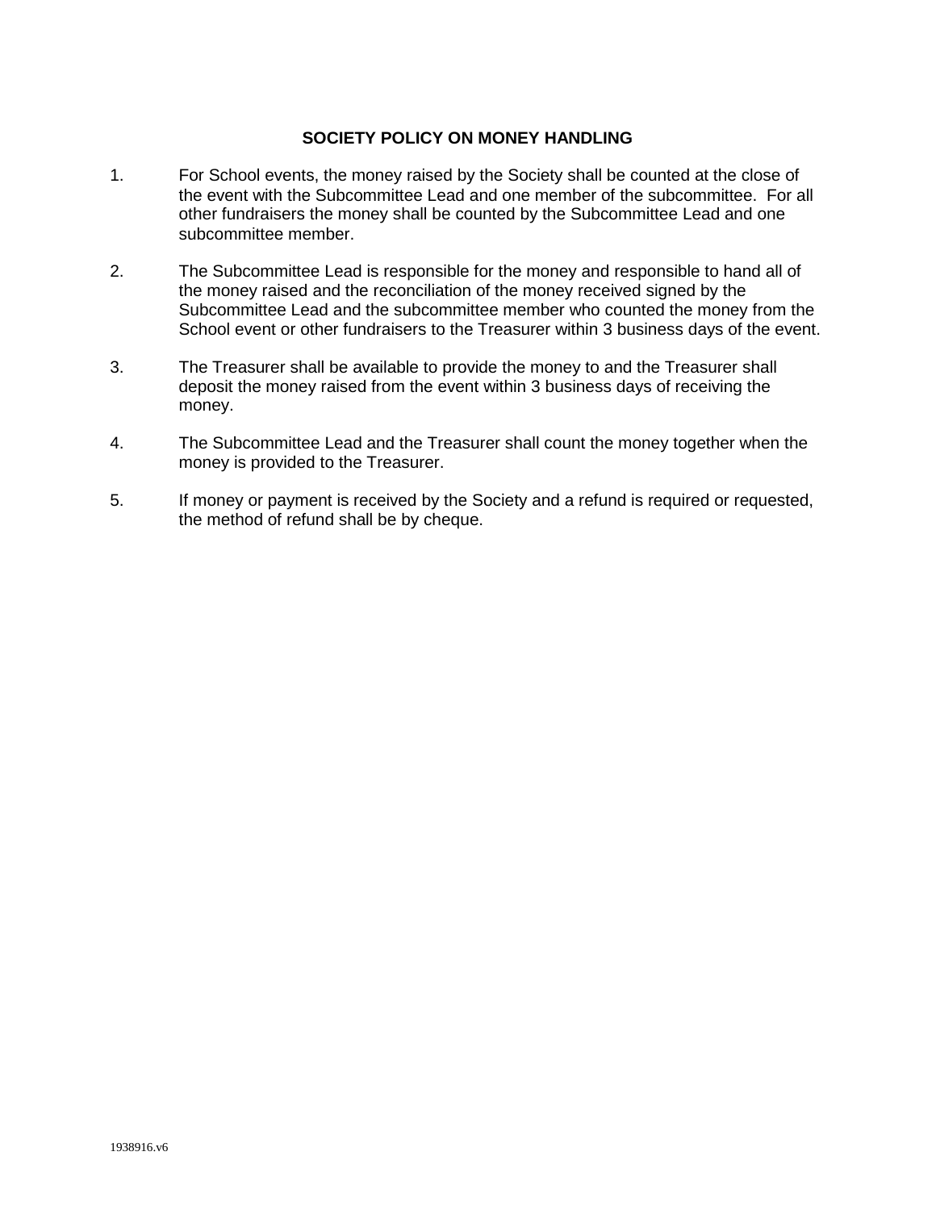**SOCIETY POLICY ON MONEY HANDLING**

1. For School events, the money raised by the Society shall be counted at the close of the event with the Subcommittee Lead and one member of the subcommittee. For all other fundraisers the money shall be counted by the Subcommittee Lead and one subcommittee member.

2. The Subcommittee Lead is responsible for the money and responsible to hand all of the money raised and the reconciliation of the money received signed by the Subcommittee Lead and the subcommittee member who counted the money from the School event or other fundraisers to the Treasurer within 3 business days of the event.

3. The Treasurer shall be available to provide the money to and the Treasurer shall deposit the money raised from the event within 3 business days of receiving the money.

4. The Subcommittee Lead and the Treasurer shall count the money together when the money is provided to the Treasurer.

5. If money or payment is received by the Society and a refund is required or requested, the method of refund shall be by cheque.